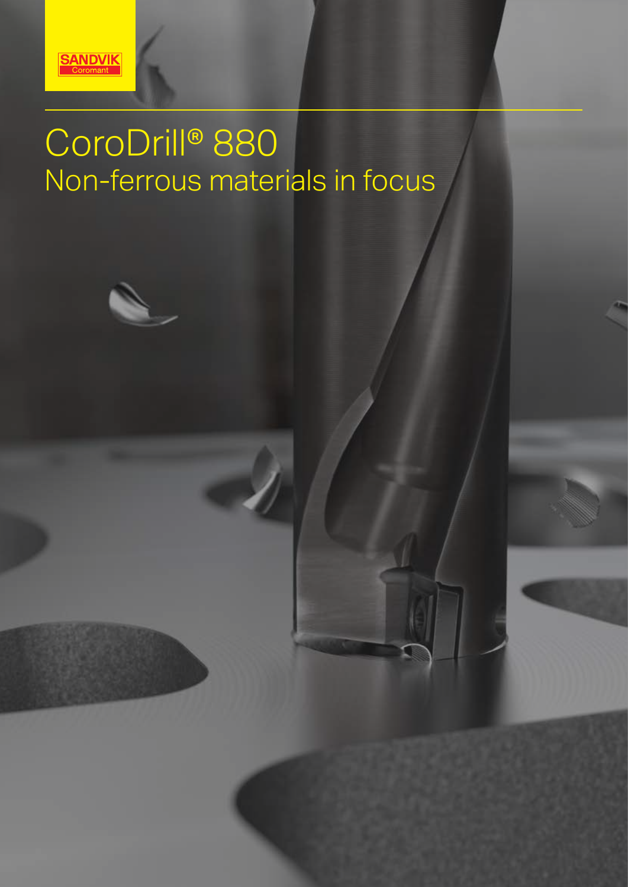SANDVIK Coromant

# CoroDrill® 880

## Non-ferrous materials in focus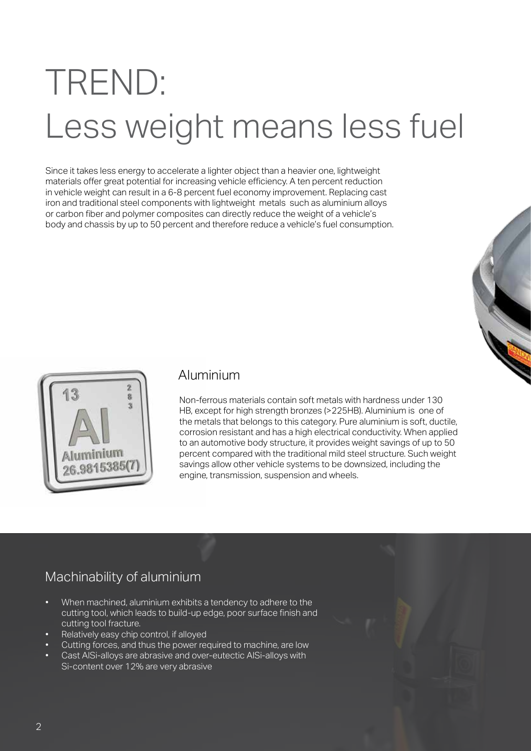# TREND: Less weight means less fuel

Since it takes less energy to accelerate a lighter object than a heavier one, lightweight materials offer great potential for increasing vehicle efficiency. A ten percent reduction in vehicle weight can result in a 6-8 percent fuel economy improvement. Replacing cast iron and traditional steel components with lightweight metals such as aluminium alloys or carbon fiber and polymer composites can directly reduce the weight of a vehicle's body and chassis by up to 50 percent and therefore reduce a vehicle's fuel consumption.

## Aluminium

Non-ferrous materials contain soft metals with hardness under 130 HB, except for high strength bronzes (>225HB). Aluminium is one of the metals that belongs to this category. Pure aluminium is soft, ductile, corrosion resistant and has a high electrical conductivity. When applied to an automotive body structure, it provides weight savings of up to 50 percent compared with the traditional mild steel structure. Such weight savings allow other vehicle systems to be downsized, including the engine, transmission, suspension and wheels.

## Machinability of aluminium

- When machined, aluminium exhibits a tendency to adhere to the cutting tool, which leads to build-up edge, poor surface finish and cutting tool fracture.
- Relatively easy chip control, if alloyed
- Cutting forces, and thus the power required to machine, are low
- Cast AlSi-alloys are abrasive and over-eutectic AlSi-alloys with Si-content over 12% are very abrasive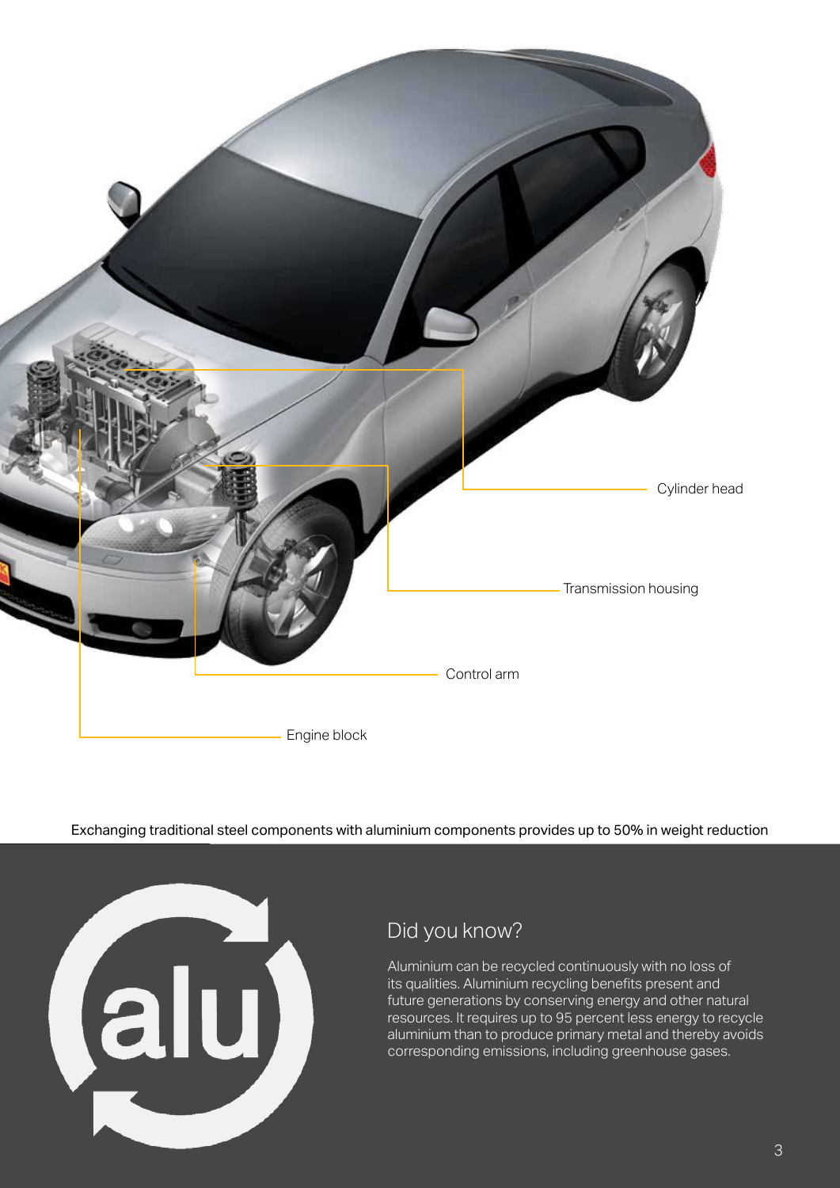Cylinder head

Transmission housing

Control arm

Engine block

Exchanging traditional steel components with aluminium components provides up to 50% in weight reduction

## Did you know?

Aluminium can be recycled continuously with no loss of its qualities. Aluminium recycling benefits present and future generations by conserving energy and other natural resources. It requires up to 95 percent less energy to recycle aluminium than to produce primary metal and thereby avoids corresponding emissions, including greenhouse gases.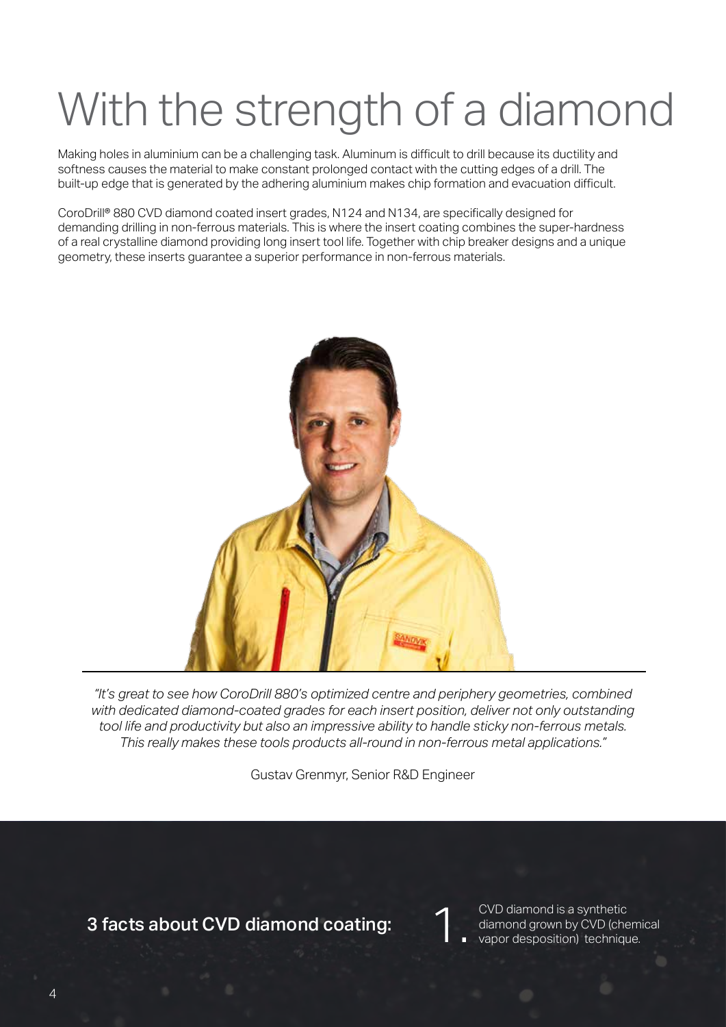# With the strength of a diamond

Making holes in aluminium can be a challenging task. Aluminum is difficult to drill because its ductility and softness causes the material to make constant prolonged contact with the cutting edges of a drill. The built-up edge that is generated by the adhering aluminium makes chip formation and evacuation difficult.

CoroDrill® 880 CVD diamond coated insert grades, N124 and N134, are specifically designed for demanding drilling in non-ferrous materials. This is where the insert coating combines the super-hardness of a real crystalline diamond providing long insert tool life. Together with chip breaker designs and a unique geometry, these inserts guarantee a superior performance in non-ferrous materials.

*"It's great to see how CoroDrill 880's optimized centre and periphery geometries, combined with dedicated diamond-coated grades for each insert position, deliver not only outstanding tool life and productivity but also an impressive ability to handle sticky non-ferrous metals. This really makes these tools products all-round in non-ferrous metal applications."*

Gustav Grenmyr, Senior R&D Engineer

## 3 facts about CVD diamond coating:

1. CVD diamond is a synthetic diamond grown by CVD (chemical vapor desposition) technique.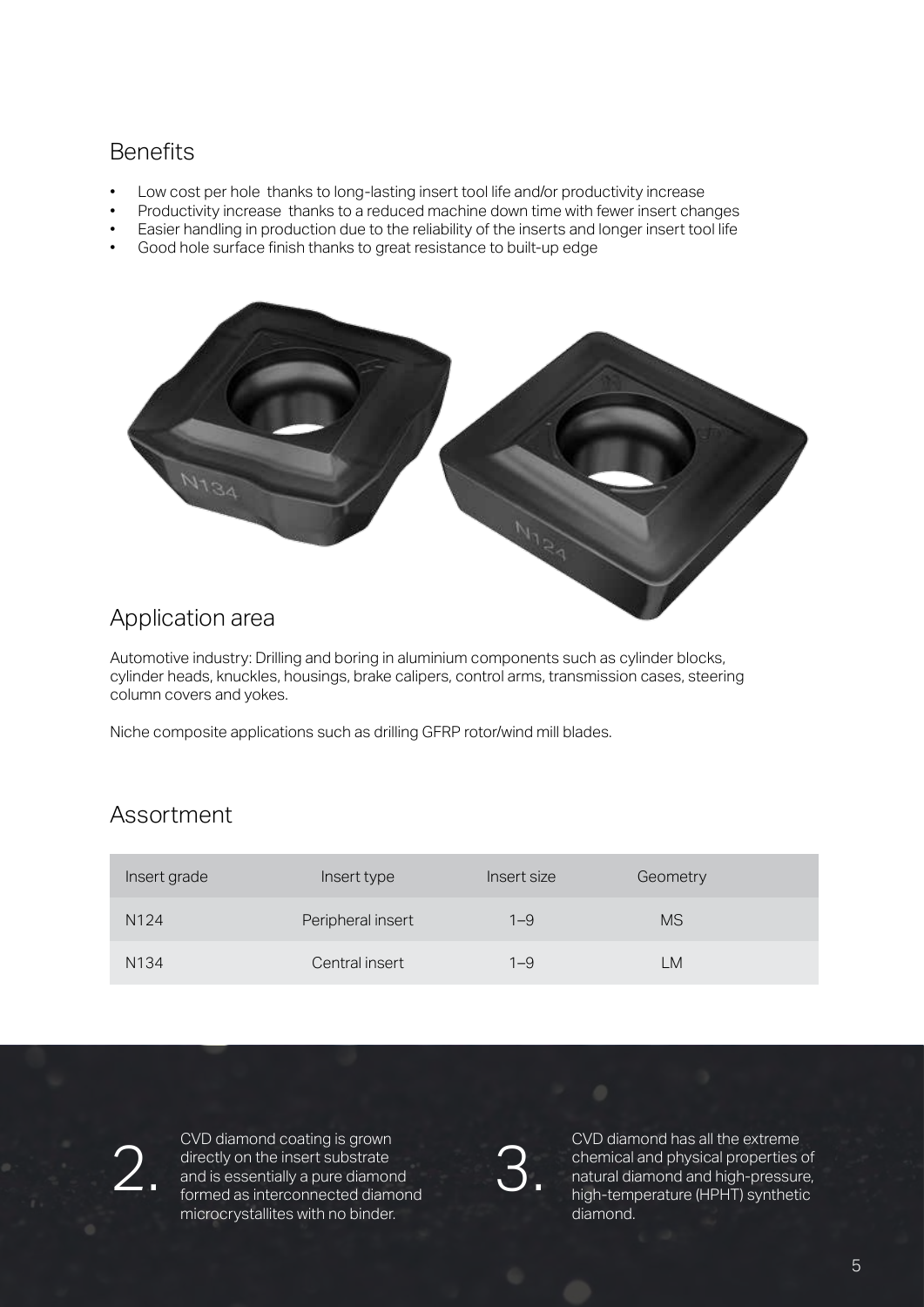## Benefits

- Low cost per hole thanks to long-lasting insert tool life and/or productivity increase
- Productivity increase thanks to a reduced machine down time with fewer insert changes
- Easier handling in production due to the reliability of the inserts and longer insert tool life
- Good hole surface finish thanks to great resistance to built-up edge

## Application area

Automotive industry: Drilling and boring in aluminium components such as cylinder blocks, cylinder heads, knuckles, housings, brake calipers, control arms, transmission cases, steering column covers and yokes.

Niche composite applications such as drilling GFRP rotor/wind mill blades.

## Assortment

| Insert grade | Insert type | Insert size | Geometry |
|---|---|---|---|
| N124 | Peripheral insert | 1–9 | MS |
| N134 | Central insert | 1–9 | LM |

2. CVD diamond coating is grown directly on the insert substrate and is essentially a pure diamond formed as interconnected diamond microcrystallites with no binder.

3. CVD diamond has all the extreme chemical and physical properties of natural diamond and high-pressure, high-temperature (HPHT) synthetic diamond.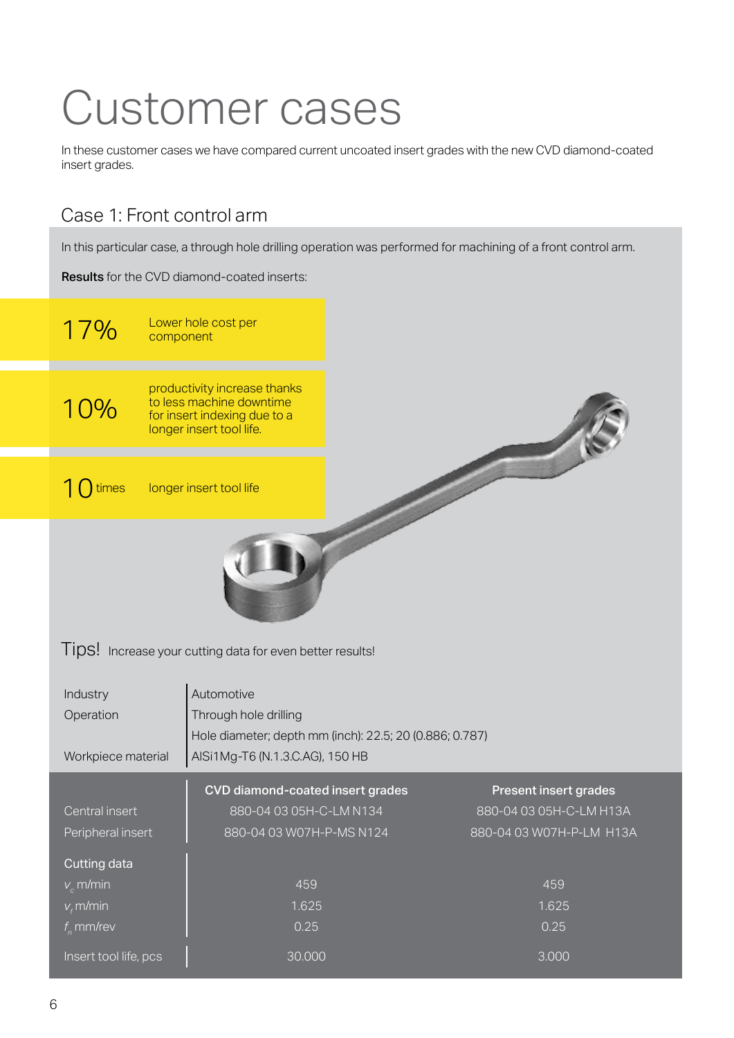# Customer cases

In these customer cases we have compared current uncoated insert grades with the new CVD diamond-coated insert grades.

## Case 1: Front control arm

In this particular case, a through hole drilling operation was performed for machining of a front control arm.

**Results** for the CVD diamond-coated inserts:

| | |
|---|---|
| 17% | Lower hole cost per component |
| 10% | productivity increase thanks to less machine downtime for insert indexing due to a longer insert tool life. |
| 10 times | longer insert tool life |

Tips! Increase your cutting data for even better results!

| | |
|---|---|
| Industry | Automotive |
| Operation | Through hole drilling |
| | Hole diameter; depth mm (inch): 22.5; 20 (0.886; 0.787) |
| Workpiece material | AlSi1Mg-T6 (N.1.3.C.AG), 150 HB |

| | CVD diamond-coated insert grades | Present insert grades |
|---|---|---|
| Central insert | 880-04 03 05H-C-LM N134 | 880-04 03 05H-C-LM H13A |
| Peripheral insert | 880-04 03 W07H-P-MS N124 | 880-04 03 W07H-P-LM H13A |
| **Cutting data** | | |
| $v_c$ m/min | 459 | 459 |
| $v_f$ m/min | 1.625 | 1.625 |
| $f_n$ mm/rev | 0.25 | 0.25 |
| Insert tool life, pcs | 30.000 | 3.000 |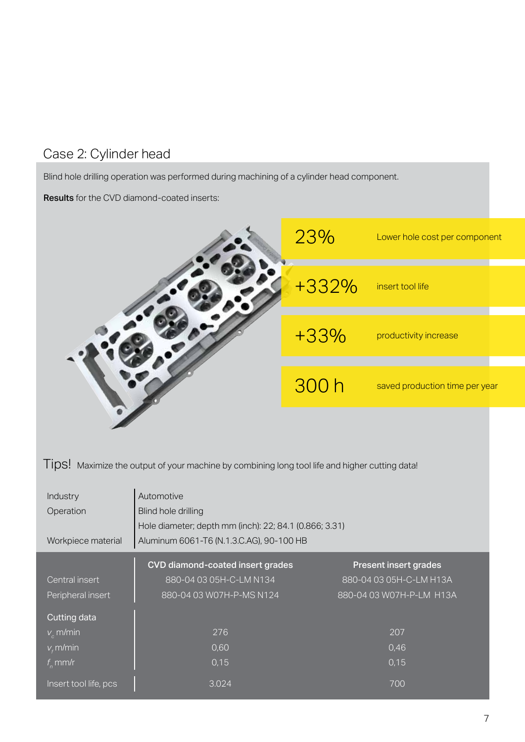## Case 2: Cylinder head

Blind hole drilling operation was performed during machining of a cylinder head component.

**Results** for the CVD diamond-coated inserts:

| | |
|---|---|
| 23% | Lower hole cost per component |
| +332% | insert tool life |
| +33% | productivity increase |
| 300 h | saved production time per year |

Tips! Maximize the output of your machine by combining long tool life and higher cutting data!

| | |
|---|---|
| Industry | Automotive |
| Operation | Blind hole drilling |
| | Hole diameter; depth mm (inch): 22; 84.1 (0.866; 3.31) |
| Workpiece material | Aluminum 6061-T6 (N.1.3.C.AG), 90-100 HB |

| | CVD diamond-coated insert grades | Present insert grades |
|---|---|---|
| Central insert | 880-04 03 05H-C-LM N134 | 880-04 03 05H-C-LM H13A |
| Peripheral insert | 880-04 03 W07H-P-MS N124 | 880-04 03 W07H-P-LM H13A |
| **Cutting data** | | |
| $v_c$ m/min | 276 | 207 |
| $v_f$ m/min | 0,60 | 0,46 |
| $f_n$ mm/r | 0,15 | 0,15 |
| Insert tool life, pcs | 3.024 | 700 |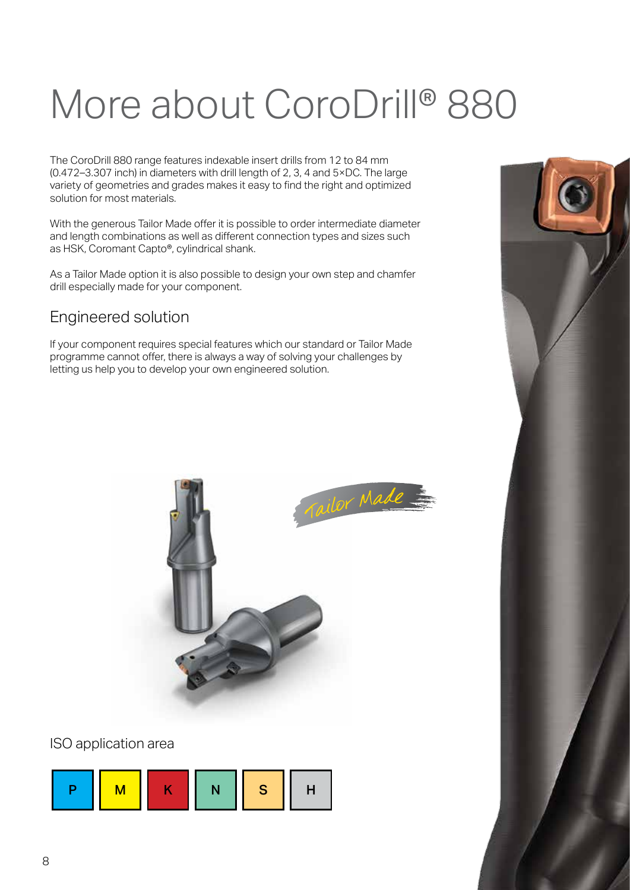# More about CoroDrill® 880

The CoroDrill 880 range features indexable insert drills from 12 to 84 mm (0.472–3.307 inch) in diameters with drill length of 2, 3, 4 and 5×DC. The large variety of geometries and grades makes it easy to find the right and optimized solution for most materials.

With the generous Tailor Made offer it is possible to order intermediate diameter and length combinations as well as different connection types and sizes such as HSK, Coromant Capto®, cylindrical shank.

As a Tailor Made option it is also possible to design your own step and chamfer drill especially made for your component.

## Engineered solution

If your component requires special features which our standard or Tailor Made programme cannot offer, there is always a way of solving your challenges by letting us help you to develop your own engineered solution.

Tailor Made

## ISO application area

| P | M | K | N | S | H |
|---|---|---|---|---|---|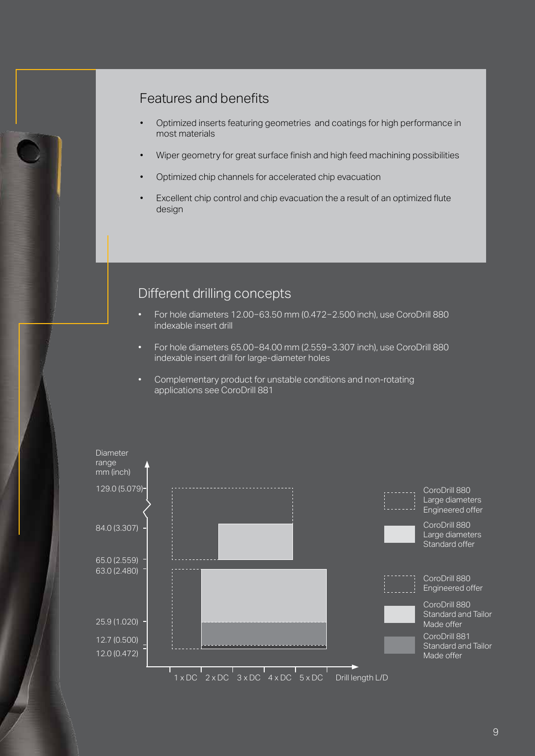## Features and benefits

- Optimized inserts featuring geometries  and coatings for high performance in most materials
- Wiper geometry for great surface finish and high feed machining possibilities
- Optimized chip channels for accelerated chip evacuation
- Excellent chip control and chip evacuation the a result of an optimized flute design

## Different drilling concepts

- For hole diameters 12.00–63.50 mm (0.472–2.500 inch), use CoroDrill 880 indexable insert drill
- For hole diameters 65.00–84.00 mm (2.559–3.307 inch), use CoroDrill 880 indexable insert drill for large-diameter holes
- Complementary product for unstable conditions and non-rotating applications see CoroDrill 881

Diameter range mm (inch)

129.0 (5.079)

84.0 (3.307)

65.0 (2.559)

63.0 (2.480)

25.9 (1.020)

12.7 (0.500)

12.0 (0.472)

1 x DC 2 x DC 3 x DC 4 x DC 5 x DC Drill length L/D

CoroDrill 880 Large diameters Engineered offer

CoroDrill 880 Large diameters Standard offer

CoroDrill 880 Engineered offer

CoroDrill 880 Standard and Tailor Made offer

CoroDrill 881 Standard and Tailor Made offer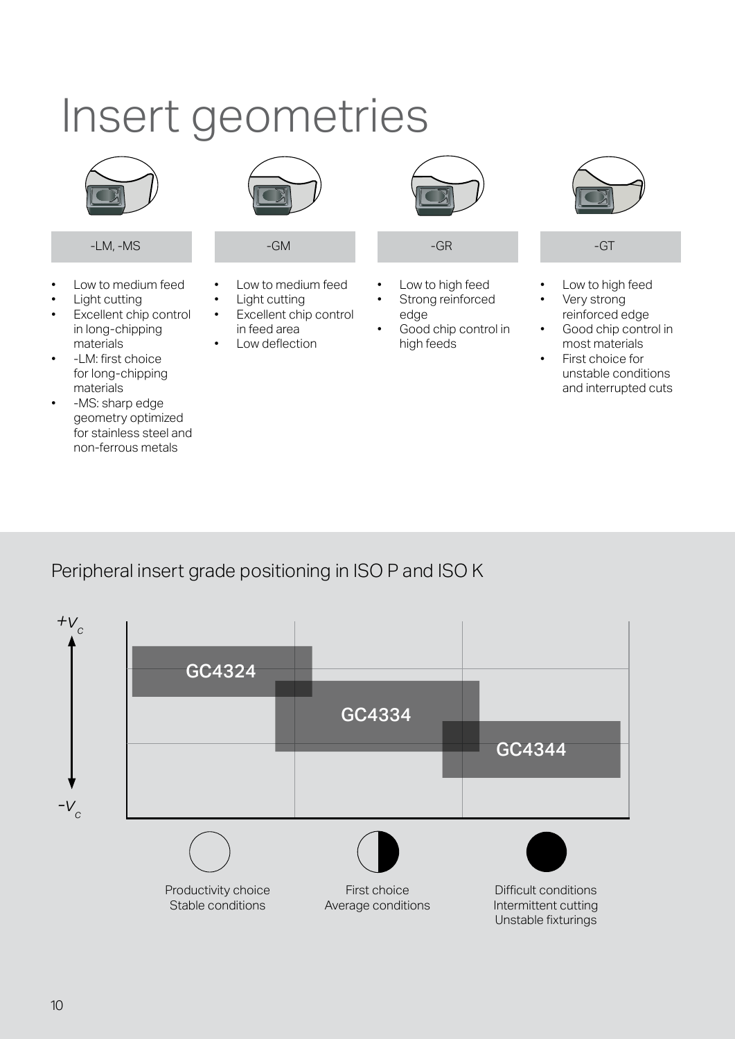# Insert geometries

**-LM, -MS**

- Low to medium feed
- Light cutting
- Excellent chip control in long-chipping materials
- -LM: first choice for long-chipping materials
- -MS: sharp edge geometry optimized for stainless steel and non-ferrous metals

**-GM**

- Low to medium feed
- Light cutting
- Excellent chip control in feed area
- Low deflection

**-GR**

- Low to high feed
- Strong reinforced edge
- Good chip control in high feeds

**-GT**

- Low to high feed
- Very strong reinforced edge
- Good chip control in most materials
- First choice for unstable conditions and interrupted cuts

## Peripheral insert grade positioning in ISO P and ISO K

$+v_c$

GC4324

GC4334

GC4344

$-v_c$

Productivity choice
Stable conditions

First choice
Average conditions

Difficult conditions
Intermittent cutting
Unstable fixturings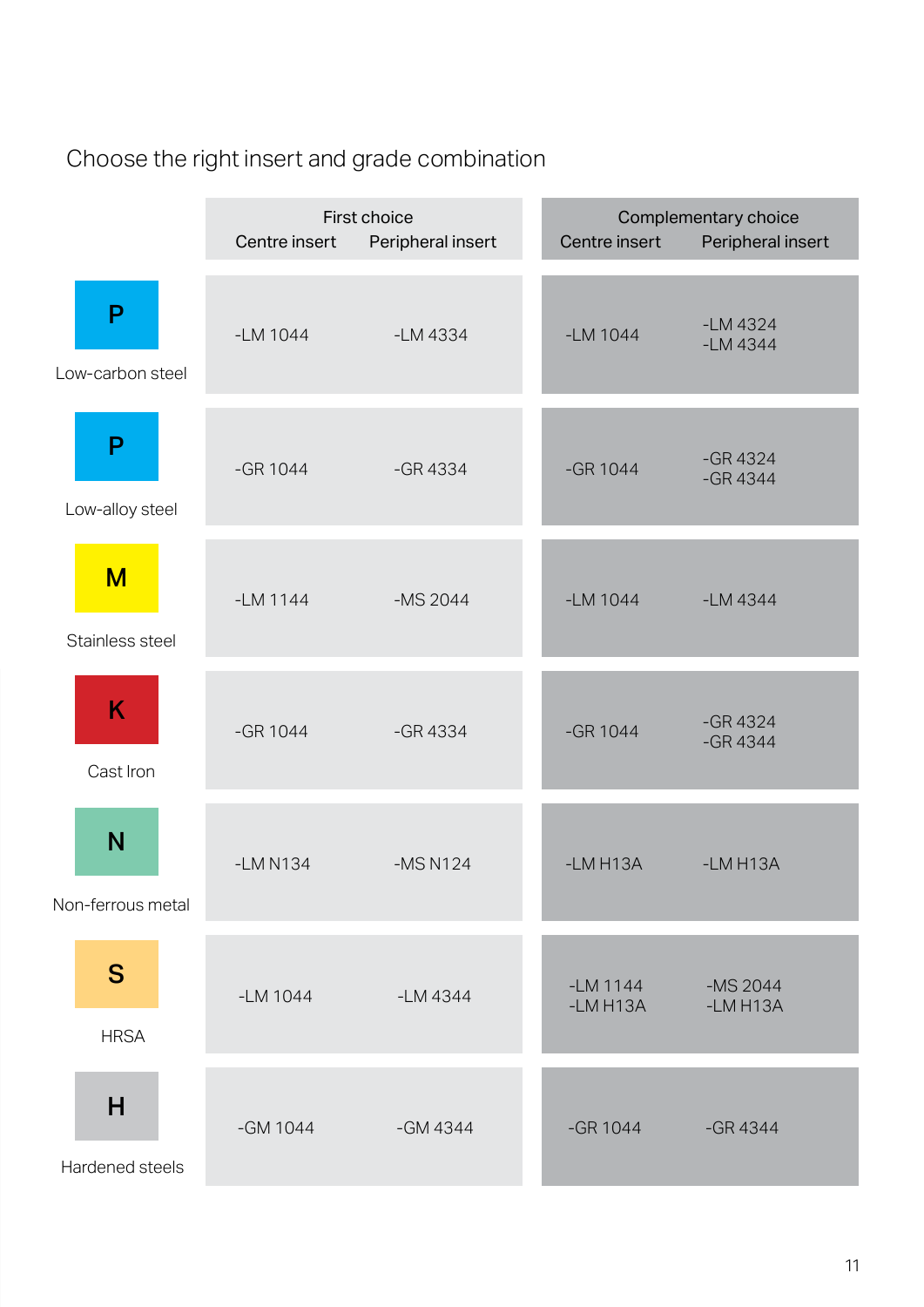## Choose the right insert and grade combination

| | First choice | | Complementary choice | |
|---|---|---|---|---|
| | Centre insert | Peripheral insert | Centre insert | Peripheral insert |
| **P** Low-carbon steel | -LM 1044 | -LM 4334 | -LM 1044 | -LM 4324<br>-LM 4344 |
| **P** Low-alloy steel | -GR 1044 | -GR 4334 | -GR 1044 | -GR 4324<br>-GR 4344 |
| **M** Stainless steel | -LM 1144 | -MS 2044 | -LM 1044 | -LM 4344 |
| **K** Cast Iron | -GR 1044 | -GR 4334 | -GR 1044 | -GR 4324<br>-GR 4344 |
| **N** Non-ferrous metal | -LM N134 | -MS N124 | -LM H13A | -LM H13A |
| **S** HRSA | -LM 1044 | -LM 4344 | -LM 1144<br>-LM H13A | -MS 2044<br>-LM H13A |
| **H** Hardened steels | -GM 1044 | -GM 4344 | -GR 1044 | -GR 4344 |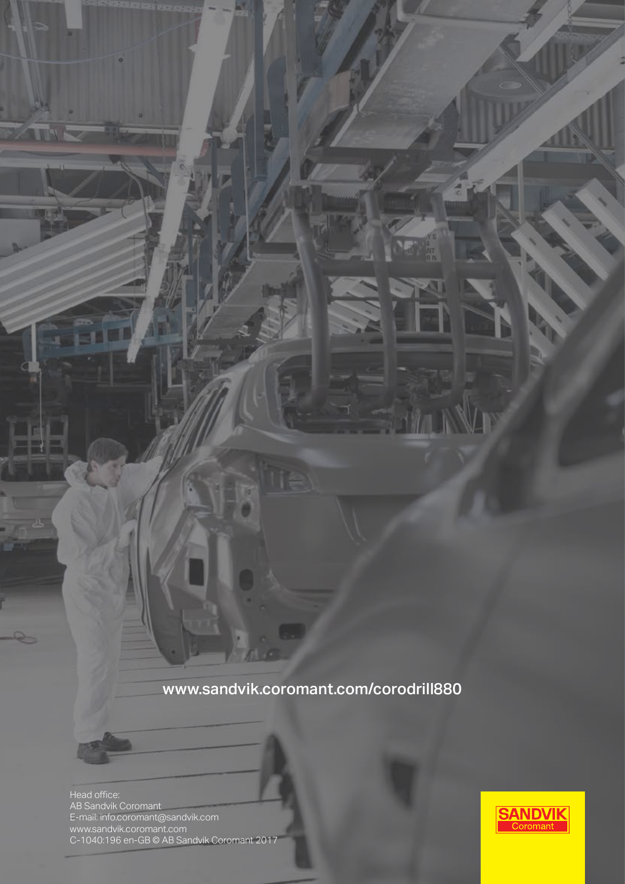www.sandvik.coromant.com/corodrill880

Head office:
AB Sandvik Coromant
E-mail: info.coromant@sandvik.com
www.sandvik.coromant.com
C-1040:196 en-GB © AB Sandvik Coromant 2017

SANDVIK
Coromant